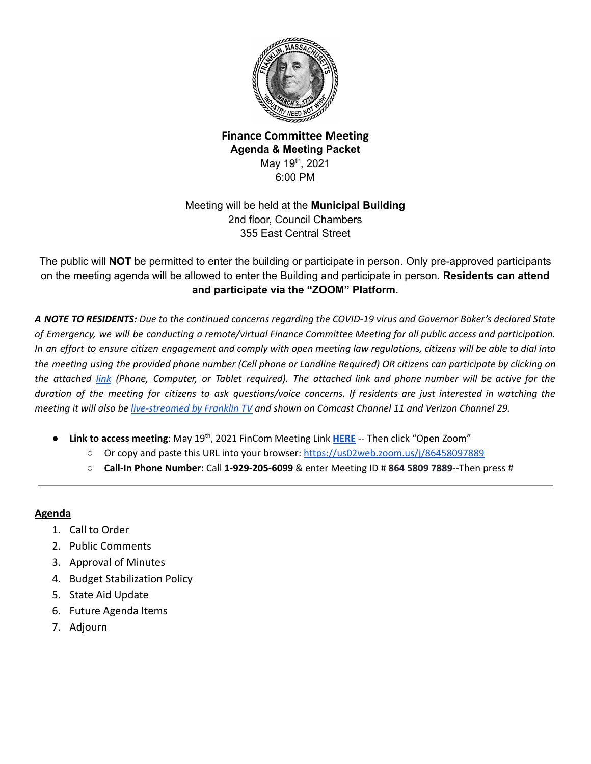# Finance Committee Meeting
## Agenda & Meeting Packet

May 19th, 2021
6:00 PM

Meeting will be held at the **Municipal Building**
2nd floor, Council Chambers
355 East Central Street

The public will **NOT** be permitted to enter the building or participate in person. Only pre-approved participants on the meeting agenda will be allowed to enter the Building and participate in person. **Residents can attend and participate via the "ZOOM" Platform.**

***A NOTE TO RESIDENTS:*** *Due to the continued concerns regarding the COVID-19 virus and Governor Baker's declared State of Emergency, we will be conducting a remote/virtual Finance Committee Meeting for all public access and participation. In an effort to ensure citizen engagement and comply with open meeting law regulations, citizens will be able to dial into the meeting using the provided phone number (Cell phone or Landline Required) OR citizens can participate by clicking on the attached link (Phone, Computer, or Tablet required). The attached link and phone number will be active for the duration of the meeting for citizens to ask questions/voice concerns. If residents are just interested in watching the meeting it will also be live-streamed by Franklin TV and shown on Comcast Channel 11 and Verizon Channel 29.*

- **Link to access meeting**: May 19th, 2021 FinCom Meeting Link **HERE** -- Then click "Open Zoom"
  - Or copy and paste this URL into your browser: https://us02web.zoom.us/j/86458097889
  - **Call-In Phone Number:** Call **1-929-205-6099** & enter Meeting ID # **864 5809 7889**--Then press #

---

## Agenda

1. Call to Order
2. Public Comments
3. Approval of Minutes
4. Budget Stabilization Policy
5. State Aid Update
6. Future Agenda Items
7. Adjourn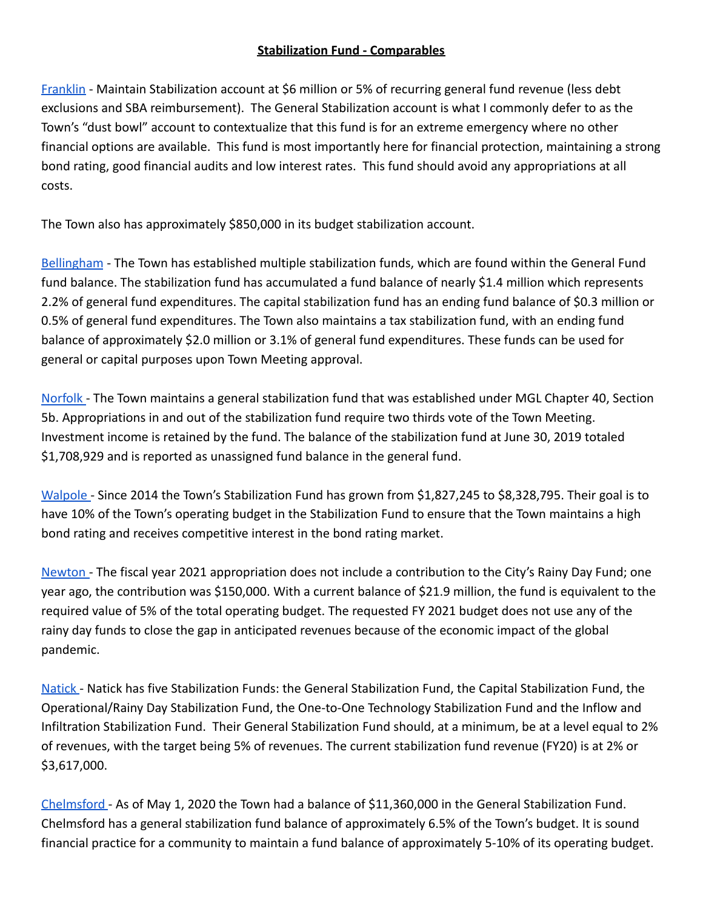**Stabilization Fund - Comparables**

Franklin - Maintain Stabilization account at $6 million or 5% of recurring general fund revenue (less debt exclusions and SBA reimbursement). The General Stabilization account is what I commonly defer to as the Town's "dust bowl" account to contextualize that this fund is for an extreme emergency where no other financial options are available. This fund is most importantly here for financial protection, maintaining a strong bond rating, good financial audits and low interest rates. This fund should avoid any appropriations at all costs.

The Town also has approximately $850,000 in its budget stabilization account.

Bellingham - The Town has established multiple stabilization funds, which are found within the General Fund fund balance. The stabilization fund has accumulated a fund balance of nearly $1.4 million which represents 2.2% of general fund expenditures. The capital stabilization fund has an ending fund balance of $0.3 million or 0.5% of general fund expenditures. The Town also maintains a tax stabilization fund, with an ending fund balance of approximately $2.0 million or 3.1% of general fund expenditures. These funds can be used for general or capital purposes upon Town Meeting approval.

Norfolk - The Town maintains a general stabilization fund that was established under MGL Chapter 40, Section 5b. Appropriations in and out of the stabilization fund require two thirds vote of the Town Meeting. Investment income is retained by the fund. The balance of the stabilization fund at June 30, 2019 totaled $1,708,929 and is reported as unassigned fund balance in the general fund.

Walpole - Since 2014 the Town's Stabilization Fund has grown from $1,827,245 to $8,328,795. Their goal is to have 10% of the Town's operating budget in the Stabilization Fund to ensure that the Town maintains a high bond rating and receives competitive interest in the bond rating market.

Newton - The fiscal year 2021 appropriation does not include a contribution to the City's Rainy Day Fund; one year ago, the contribution was $150,000. With a current balance of $21.9 million, the fund is equivalent to the required value of 5% of the total operating budget. The requested FY 2021 budget does not use any of the rainy day funds to close the gap in anticipated revenues because of the economic impact of the global pandemic.

Natick - Natick has five Stabilization Funds: the General Stabilization Fund, the Capital Stabilization Fund, the Operational/Rainy Day Stabilization Fund, the One-to-One Technology Stabilization Fund and the Inflow and Infiltration Stabilization Fund. Their General Stabilization Fund should, at a minimum, be at a level equal to 2% of revenues, with the target being 5% of revenues. The current stabilization fund revenue (FY20) is at 2% or $3,617,000.

Chelmsford - As of May 1, 2020 the Town had a balance of $11,360,000 in the General Stabilization Fund. Chelmsford has a general stabilization fund balance of approximately 6.5% of the Town's budget. It is sound financial practice for a community to maintain a fund balance of approximately 5-10% of its operating budget.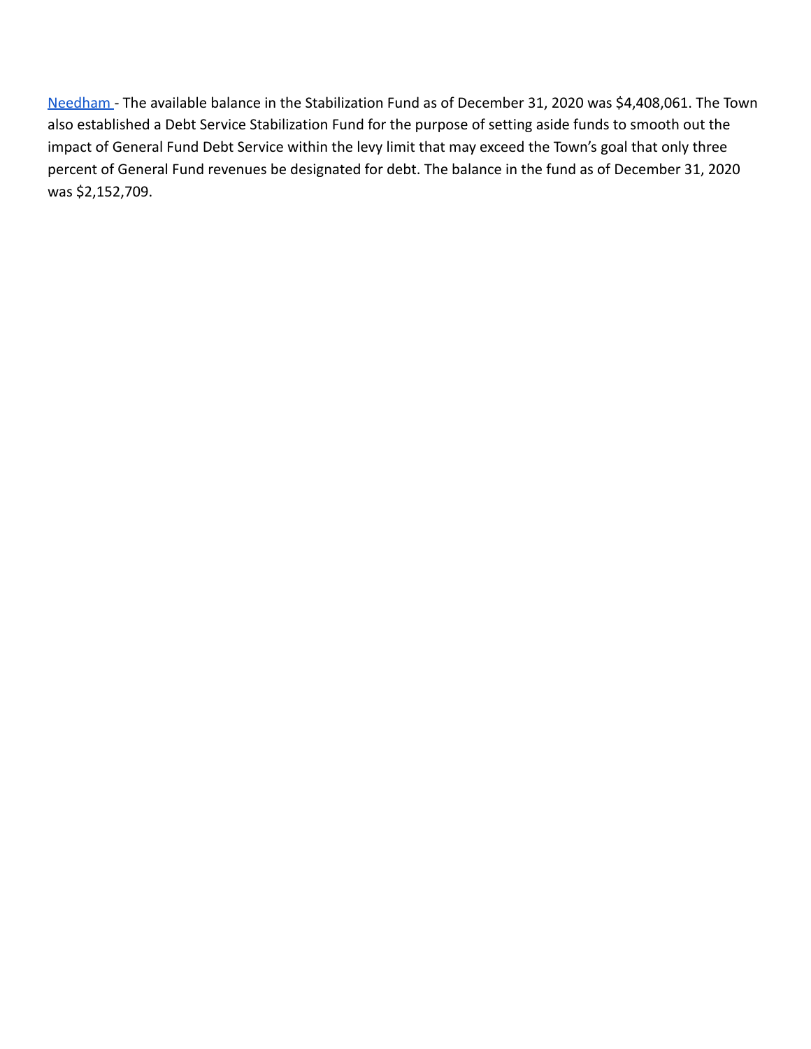Needham - The available balance in the Stabilization Fund as of December 31, 2020 was $4,408,061. The Town also established a Debt Service Stabilization Fund for the purpose of setting aside funds to smooth out the impact of General Fund Debt Service within the levy limit that may exceed the Town's goal that only three percent of General Fund revenues be designated for debt. The balance in the fund as of December 31, 2020 was $2,152,709.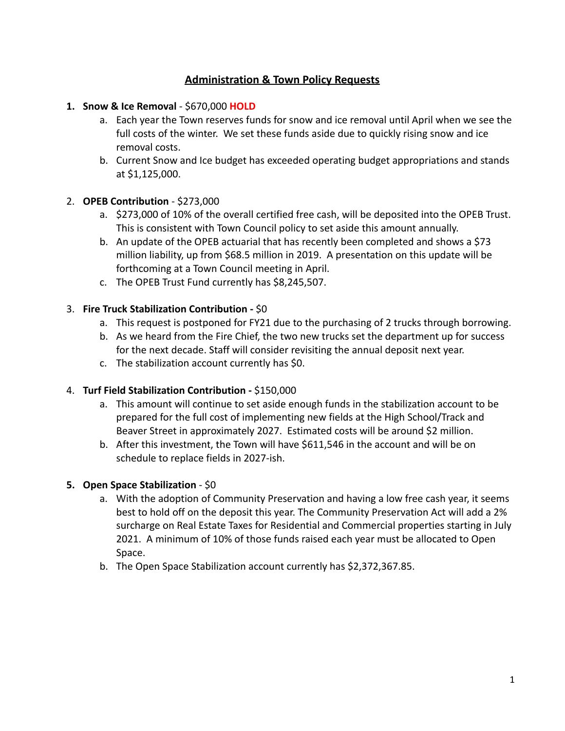# Administration & Town Policy Requests

1. **Snow & Ice Removal** - $670,000 **HOLD**
    a. Each year the Town reserves funds for snow and ice removal until April when we see the full costs of the winter. We set these funds aside due to quickly rising snow and ice removal costs.
    b. Current Snow and Ice budget has exceeded operating budget appropriations and stands at $1,125,000.

2. **OPEB Contribution** - $273,000
    a. $273,000 of 10% of the overall certified free cash, will be deposited into the OPEB Trust. This is consistent with Town Council policy to set aside this amount annually.
    b. An update of the OPEB actuarial that has recently been completed and shows a $73 million liability, up from $68.5 million in 2019. A presentation on this update will be forthcoming at a Town Council meeting in April.
    c. The OPEB Trust Fund currently has $8,245,507.

3. **Fire Truck Stabilization Contribution -** $0
    a. This request is postponed for FY21 due to the purchasing of 2 trucks through borrowing.
    b. As we heard from the Fire Chief, the two new trucks set the department up for success for the next decade. Staff will consider revisiting the annual deposit next year.
    c. The stabilization account currently has $0.

4. **Turf Field Stabilization Contribution -** $150,000
    a. This amount will continue to set aside enough funds in the stabilization account to be prepared for the full cost of implementing new fields at the High School/Track and Beaver Street in approximately 2027. Estimated costs will be around $2 million.
    b. After this investment, the Town will have $611,546 in the account and will be on schedule to replace fields in 2027-ish.

5. **Open Space Stabilization** - $0
    a. With the adoption of Community Preservation and having a low free cash year, it seems best to hold off on the deposit this year. The Community Preservation Act will add a 2% surcharge on Real Estate Taxes for Residential and Commercial properties starting in July 2021. A minimum of 10% of those funds raised each year must be allocated to Open Space.
    b. The Open Space Stabilization account currently has $2,372,367.85.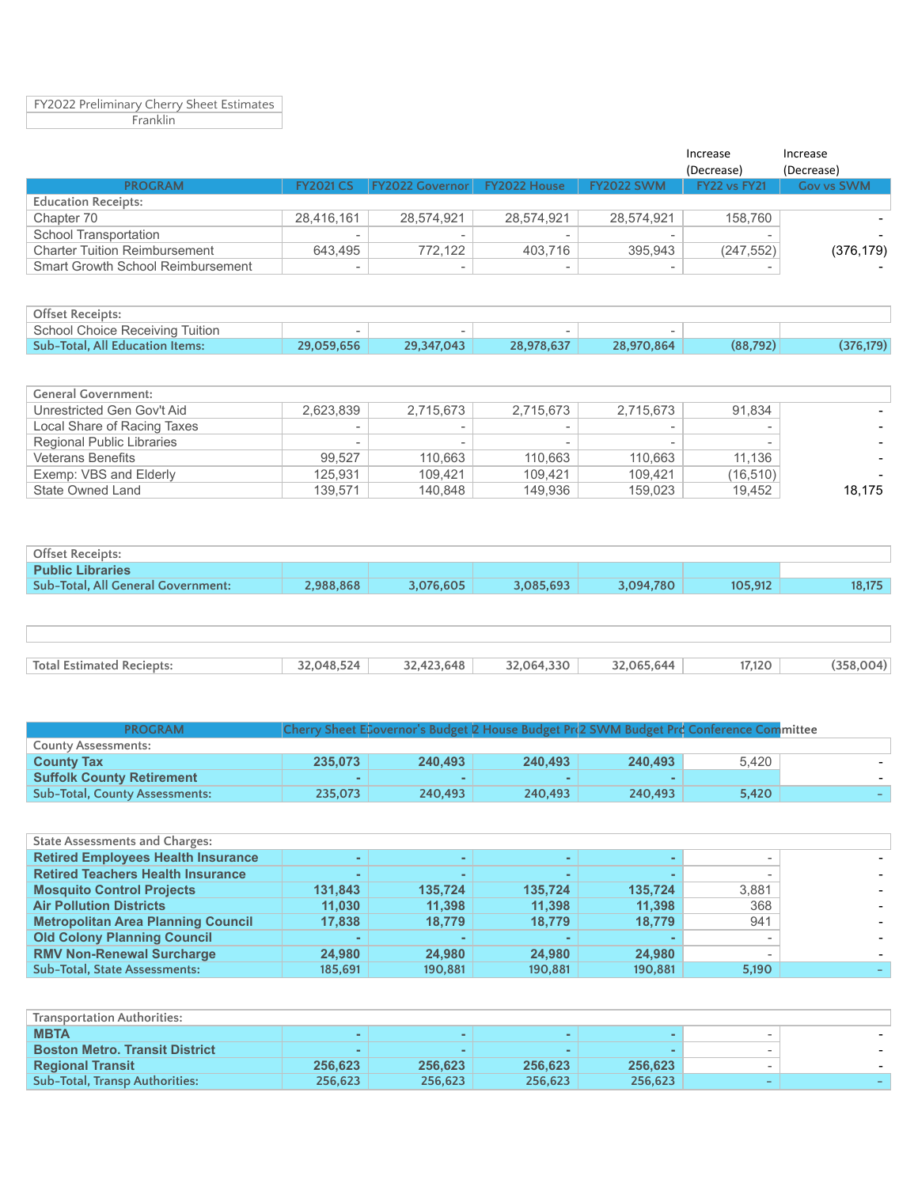| FY2022 Preliminary Cherry Sheet Estimates |
|---|
| Franklin |

| PROGRAM | FY2021 CS | FY2022 Governor | FY2022 House | FY2022 SWM | Increase (Decrease) FY22 vs FY21 | Increase (Decrease) Gov vs SWM |
|---|---|---|---|---|---|---|
| **Education Receipts:** | | | | | | |
| Chapter 70 | 28,416,161 | 28,574,921 | 28,574,921 | 28,574,921 | 158,760 | - |
| School Transportation | - | - | - | - | - | - |
| Charter Tuition Reimbursement | 643,495 | 772,122 | 403,716 | 395,943 | (247,552) | (376,179) |
| Smart Growth School Reimbursement | - | - | - | - | - | - |
| **Offset Receipts:** | | | | | | |
| School Choice Receiving Tuition | - | - | - | - | | |
| **Sub-Total, All Education Items:** | 29,059,656 | 29,347,043 | 28,978,637 | 28,970,864 | (88,792) | (376,179) |
| **General Government:** | | | | | | |
| Unrestricted Gen Gov't Aid | 2,623,839 | 2,715,673 | 2,715,673 | 2,715,673 | 91,834 | - |
| Local Share of Racing Taxes | - | - | - | - | - | - |
| Regional Public Libraries | - | - | - | - | - | - |
| Veterans Benefits | 99,527 | 110,663 | 110,663 | 110,663 | 11,136 | - |
| Exemp: VBS and Elderly | 125,931 | 109,421 | 109,421 | 109,421 | (16,510) | - |
| State Owned Land | 139,571 | 140,848 | 149,936 | 159,023 | 19,452 | 18,175 |
| **Offset Receipts:** | | | | | | |
| Public Libraries | | | | | | |
| **Sub-Total, All General Government:** | 2,988,868 | 3,076,605 | 3,085,693 | 3,094,780 | 105,912 | 18,175 |
| **Total Estimated Reciepts:** | 32,048,524 | 32,423,648 | 32,064,330 | 32,065,644 | 17,120 | (358,004) |

| PROGRAM | Cherry Sheet E | Governor's Budget | 2 House Budget Pr | 2 SWM Budget Pr | Conference Committee | |
|---|---|---|---|---|---|---|
| **County Assessments:** | | | | | | |
| County Tax | 235,073 | 240,493 | 240,493 | 240,493 | 5,420 | - |
| Suffolk County Retirement | - | - | - | - | | - |
| **Sub-Total, County Assessments:** | 235,073 | 240,493 | 240,493 | 240,493 | 5,420 | - |
| **State Assessments and Charges:** | | | | | | |
| Retired Employees Health Insurance | - | - | - | - | - | - |
| Retired Teachers Health Insurance | - | - | - | - | - | - |
| Mosquito Control Projects | 131,843 | 135,724 | 135,724 | 135,724 | 3,881 | - |
| Air Pollution Districts | 11,030 | 11,398 | 11,398 | 11,398 | 368 | - |
| Metropolitan Area Planning Council | 17,838 | 18,779 | 18,779 | 18,779 | 941 | - |
| Old Colony Planning Council | - | - | - | - | - | - |
| RMV Non-Renewal Surcharge | 24,980 | 24,980 | 24,980 | 24,980 | - | - |
| **Sub-Total, State Assessments:** | 185,691 | 190,881 | 190,881 | 190,881 | 5,190 | - |
| **Transportation Authorities:** | | | | | | |
| MBTA | - | - | - | - | - | - |
| Boston Metro. Transit District | - | - | - | - | - | - |
| Regional Transit | 256,623 | 256,623 | 256,623 | 256,623 | - | - |
| **Sub-Total, Transp Authorities:** | 256,623 | 256,623 | 256,623 | 256,623 | - | - |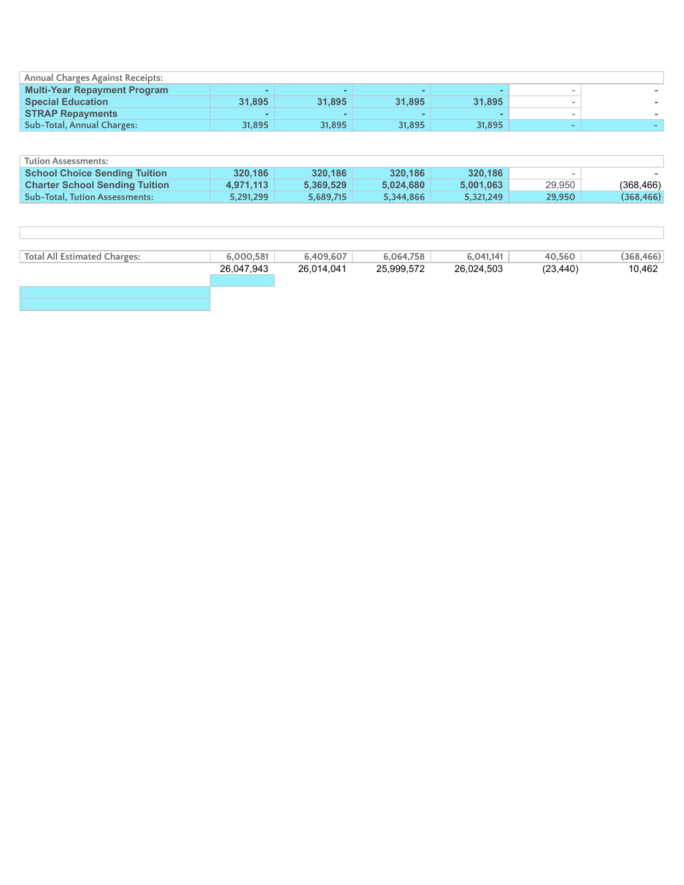| | | | | | | |
|---|---|---|---|---|---|---|
| Annual Charges Against Receipts: | | | | | | |
| **Multi-Year Repayment Program** | - | - | - | - | - | - |
| **Special Education** | 31,895 | 31,895 | 31,895 | 31,895 | - | - |
| **STRAP Repayments** | - | - | - | - | - | - |
| Sub-Total, Annual Charges: | 31,895 | 31,895 | 31,895 | 31,895 | - | - |

| | | | | | | |
|---|---|---|---|---|---|---|
| Tution Assessments: | | | | | | |
| **School Choice Sending Tuition** | 320,186 | 320,186 | 320,186 | 320,186 | - | - |
| **Charter School Sending Tuition** | 4,971,113 | 5,369,529 | 5,024,680 | 5,001,063 | 29,950 | (368,466) |
| Sub-Total, Tution Assessments: | 5,291,299 | 5,689,715 | 5,344,866 | 5,321,249 | 29,950 | (368,466) |

| | | | | | | |
|---|---|---|---|---|---|---|
| Total All Estimated Charges: | 6,000,581 | 6,409,607 | 6,064,758 | 6,041,141 | 40,560 | (368,466) |
| | 26,047,943 | 26,014,041 | 25,999,572 | 26,024,503 | (23,440) | 10,462 |